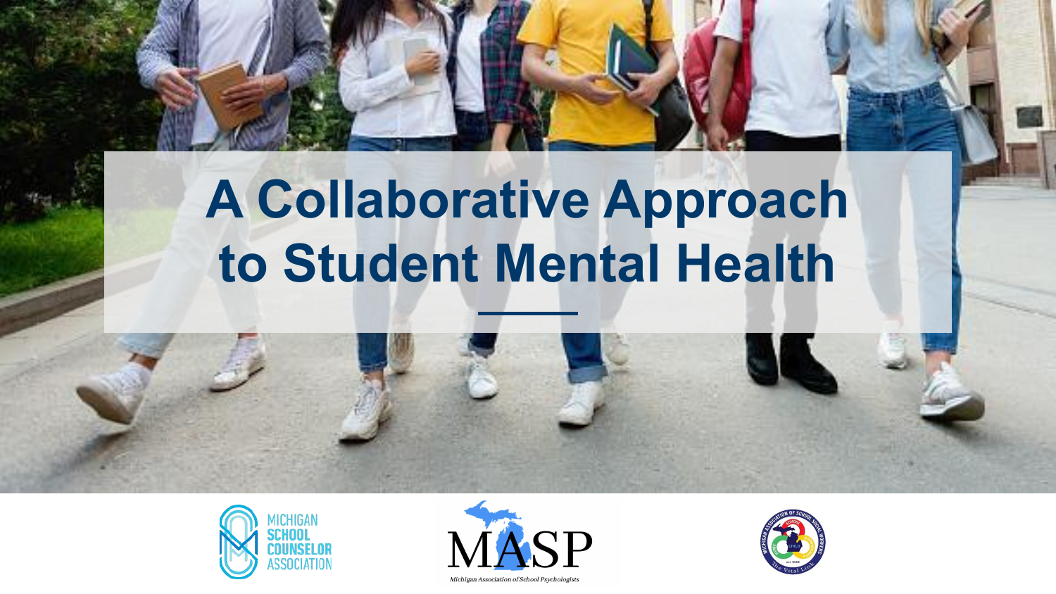# A Collaborative Approach to Student Mental Health

MICHIGAN SCHOOL COUNSELOR ASSOCIATION

MASP

Michigan Association of School Psychologists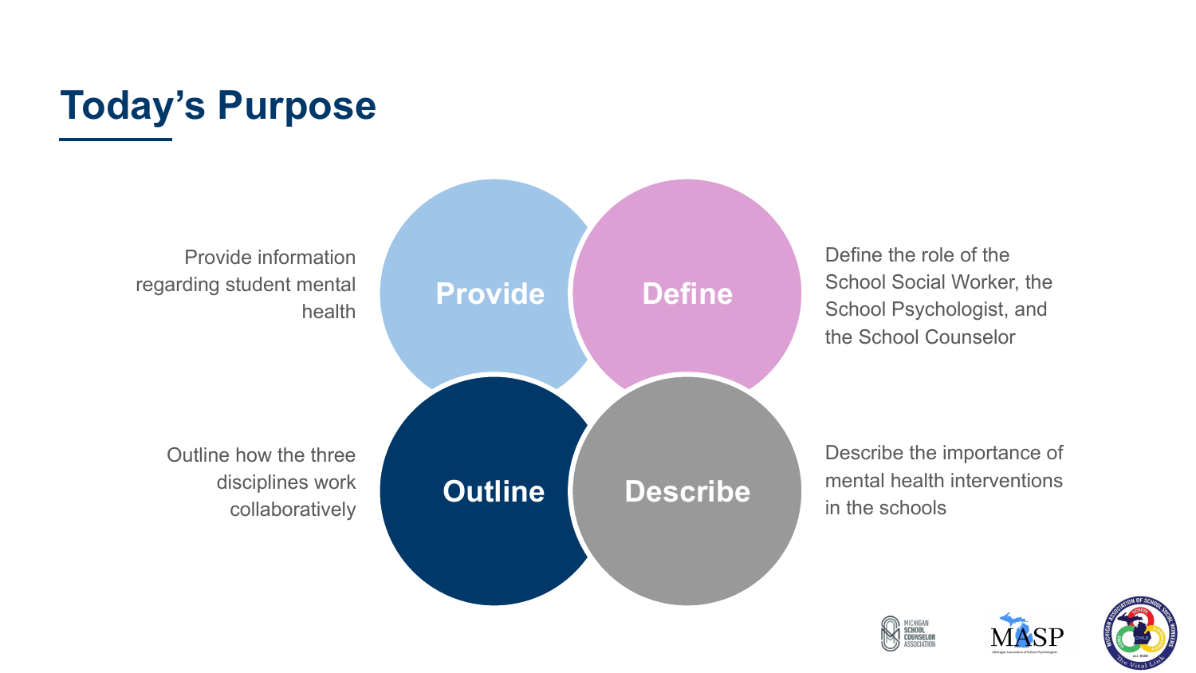# Today's Purpose

**Provide**: Provide information regarding student mental health

**Define**: Define the role of the School Social Worker, the School Psychologist, and the School Counselor

**Outline**: Outline how the three disciplines work collaboratively

**Describe**: Describe the importance of mental health interventions in the schools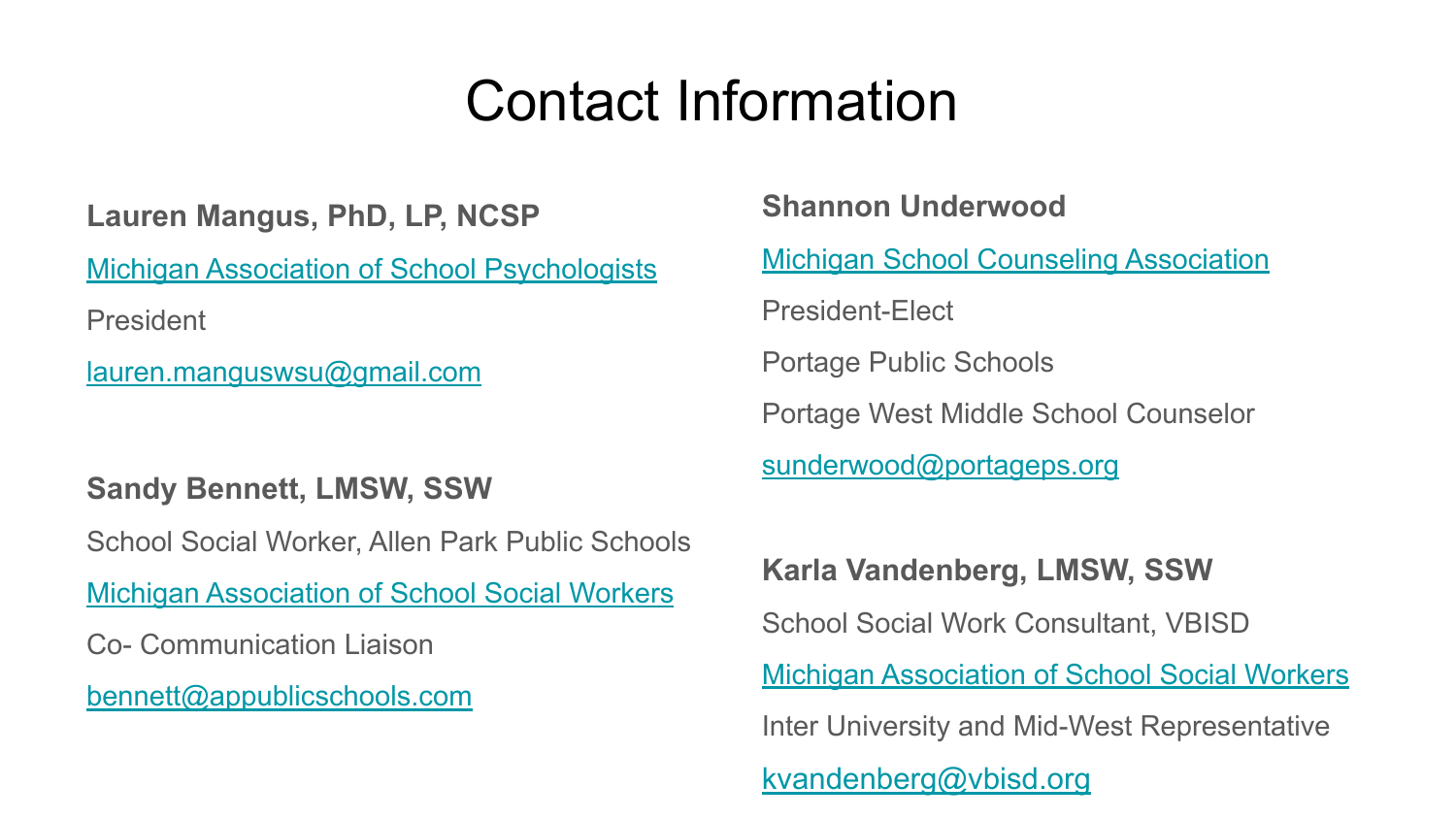# Contact Information

**Lauren Mangus, PhD, LP, NCSP**

Michigan Association of School Psychologists

President

lauren.manguswsu@gmail.com

**Sandy Bennett, LMSW, SSW**

School Social Worker, Allen Park Public Schools

Michigan Association of School Social Workers

Co- Communication Liaison

bennett@appublicschools.com

**Shannon Underwood**

Michigan School Counseling Association

President-Elect

Portage Public Schools

Portage West Middle School Counselor

sunderwood@portageps.org

**Karla Vandenberg, LMSW, SSW**

School Social Work Consultant, VBISD

Michigan Association of School Social Workers

Inter University and Mid-West Representative

kvandenberg@vbisd.org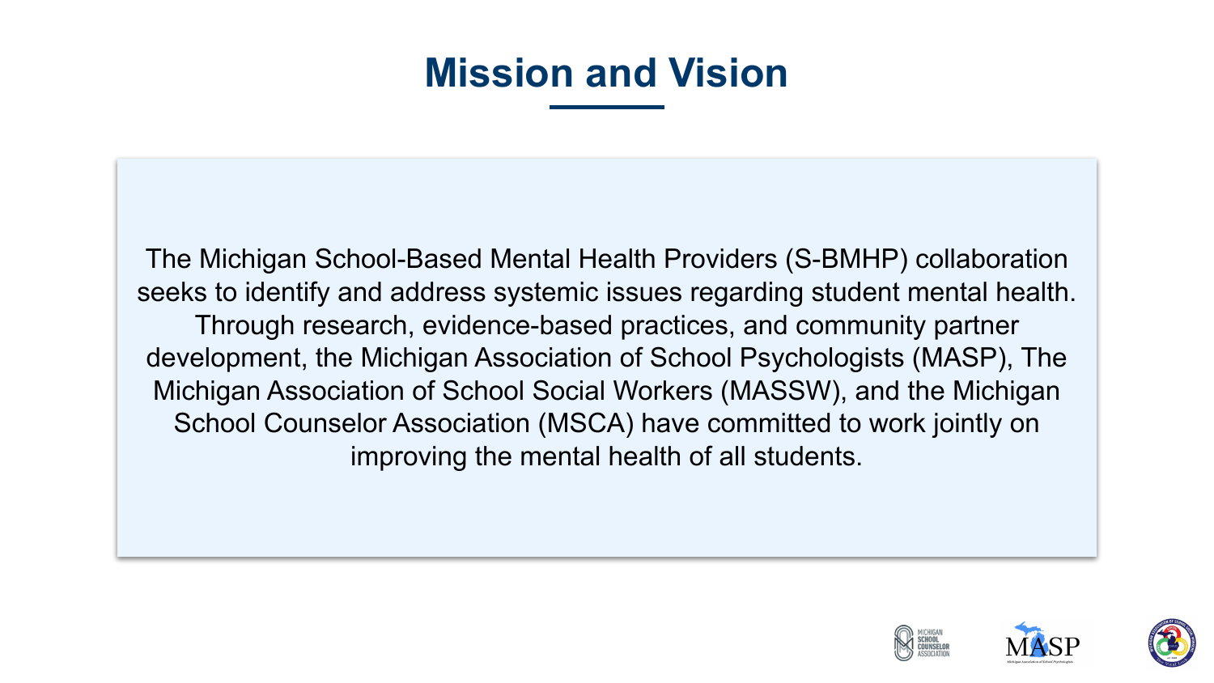# Mission and Vision

The Michigan School-Based Mental Health Providers (S-BMHP) collaboration seeks to identify and address systemic issues regarding student mental health. Through research, evidence-based practices, and community partner development, the Michigan Association of School Psychologists (MASP), The Michigan Association of School Social Workers (MASSW), and the Michigan School Counselor Association (MSCA) have committed to work jointly on improving the mental health of all students.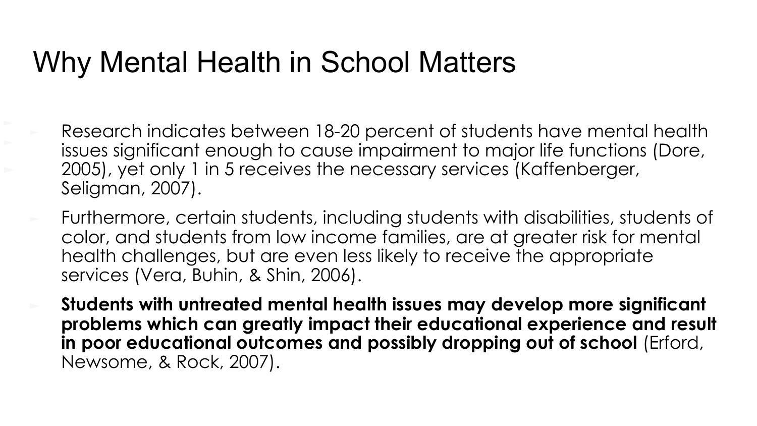# Why Mental Health in School Matters

- Research indicates between 18-20 percent of students have mental health issues significant enough to cause impairment to major life functions (Dore, 2005), yet only 1 in 5 receives the necessary services (Kaffenberger, Seligman, 2007).
- Furthermore, certain students, including students with disabilities, students of color, and students from low income families, are at greater risk for mental health challenges, but are even less likely to receive the appropriate services (Vera, Buhin, & Shin, 2006).
- **Students with untreated mental health issues may develop more significant problems which can greatly impact their educational experience and result in poor educational outcomes and possibly dropping out of school** (Erford, Newsome, & Rock, 2007).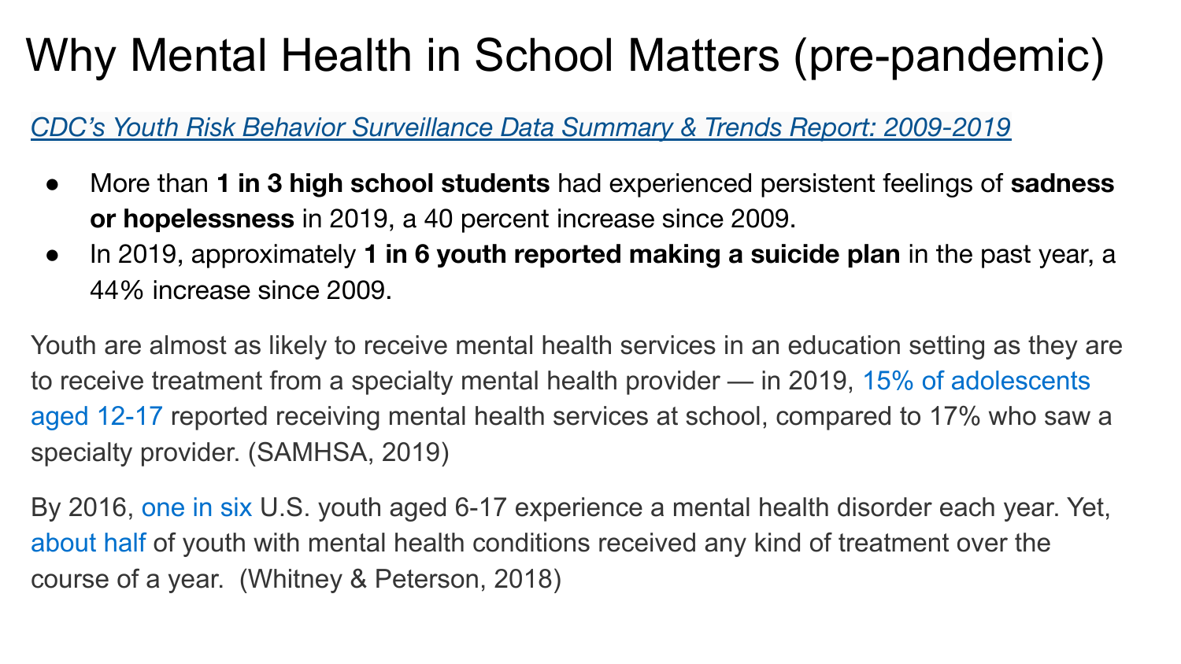# Why Mental Health in School Matters (pre-pandemic)

*CDC's Youth Risk Behavior Surveillance Data Summary & Trends Report: 2009-2019*

- More than **1 in 3 high school students** had experienced persistent feelings of **sadness or hopelessness** in 2019, a 40 percent increase since 2009.
- In 2019, approximately **1 in 6 youth reported making a suicide plan** in the past year, a 44% increase since 2009.

Youth are almost as likely to receive mental health services in an education setting as they are to receive treatment from a specialty mental health provider — in 2019, 15% of adolescents aged 12-17 reported receiving mental health services at school, compared to 17% who saw a specialty provider. (SAMHSA, 2019)

By 2016, one in six U.S. youth aged 6-17 experience a mental health disorder each year. Yet, about half of youth with mental health conditions received any kind of treatment over the course of a year. (Whitney & Peterson, 2018)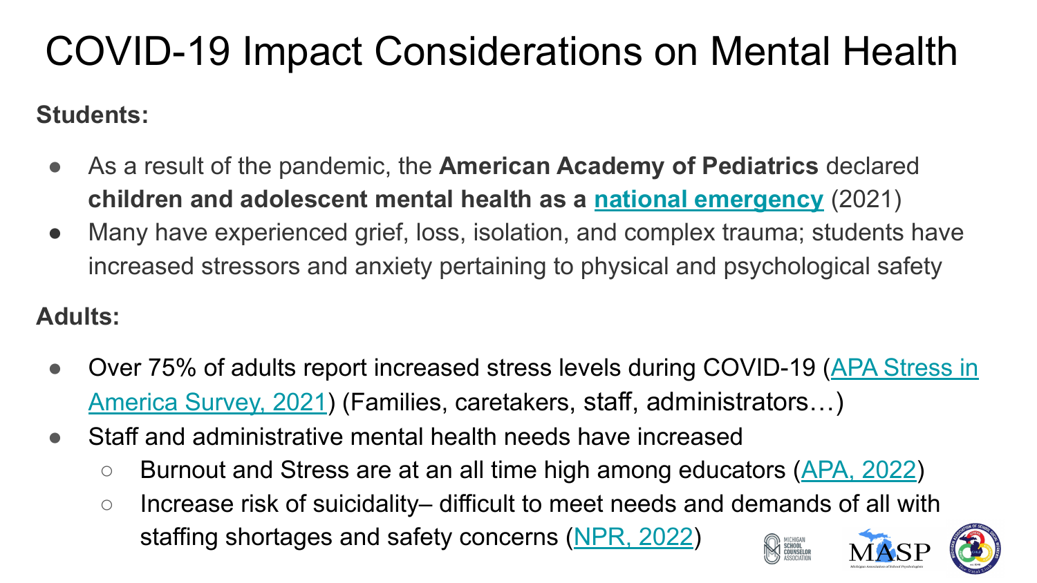# COVID-19 Impact Considerations on Mental Health

**Students:**

- As a result of the pandemic, the **American Academy of Pediatrics** declared **children and adolescent mental health as a national emergency** (2021)
- Many have experienced grief, loss, isolation, and complex trauma; students have increased stressors and anxiety pertaining to physical and psychological safety

**Adults:**

- Over 75% of adults report increased stress levels during COVID-19 (APA Stress in America Survey, 2021) (Families, caretakers, staff, administrators…)
- Staff and administrative mental health needs have increased
  - Burnout and Stress are at an all time high among educators (APA, 2022)
  - Increase risk of suicidality– difficult to meet needs and demands of all with staffing shortages and safety concerns (NPR, 2022)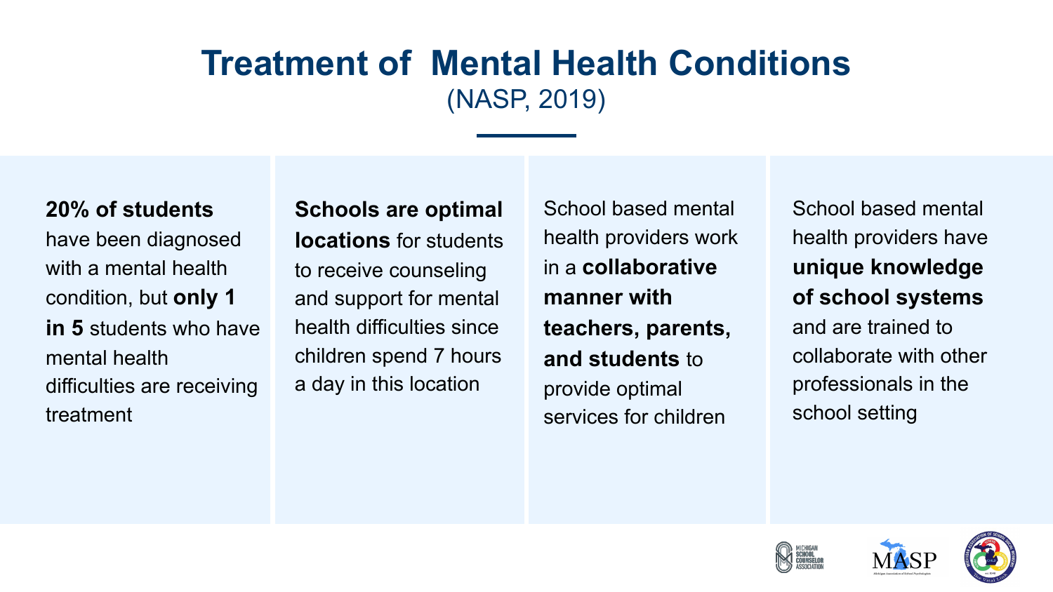# Treatment of Mental Health Conditions

(NASP, 2019)

**20% of students** have been diagnosed with a mental health condition, but **only 1 in 5** students who have mental health difficulties are receiving treatment

**Schools are optimal locations** for students to receive counseling and support for mental health difficulties since children spend 7 hours a day in this location

School based mental health providers work in a **collaborative manner with teachers, parents, and students** to provide optimal services for children

School based mental health providers have **unique knowledge of school systems** and are trained to collaborate with other professionals in the school setting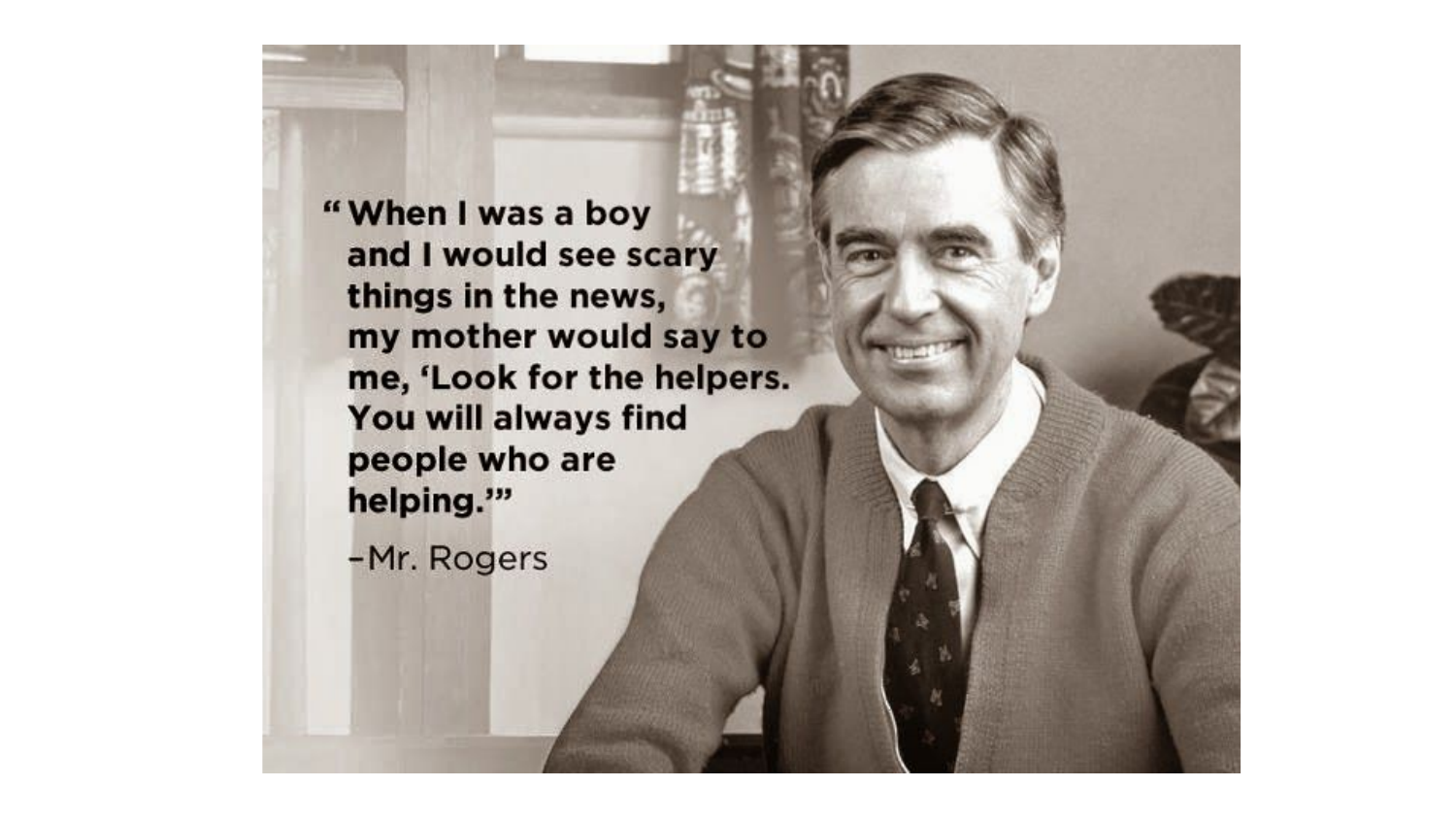"When I was a boy and I would see scary things in the news, my mother would say to me, 'Look for the helpers. You will always find people who are helping.'"

–Mr. Rogers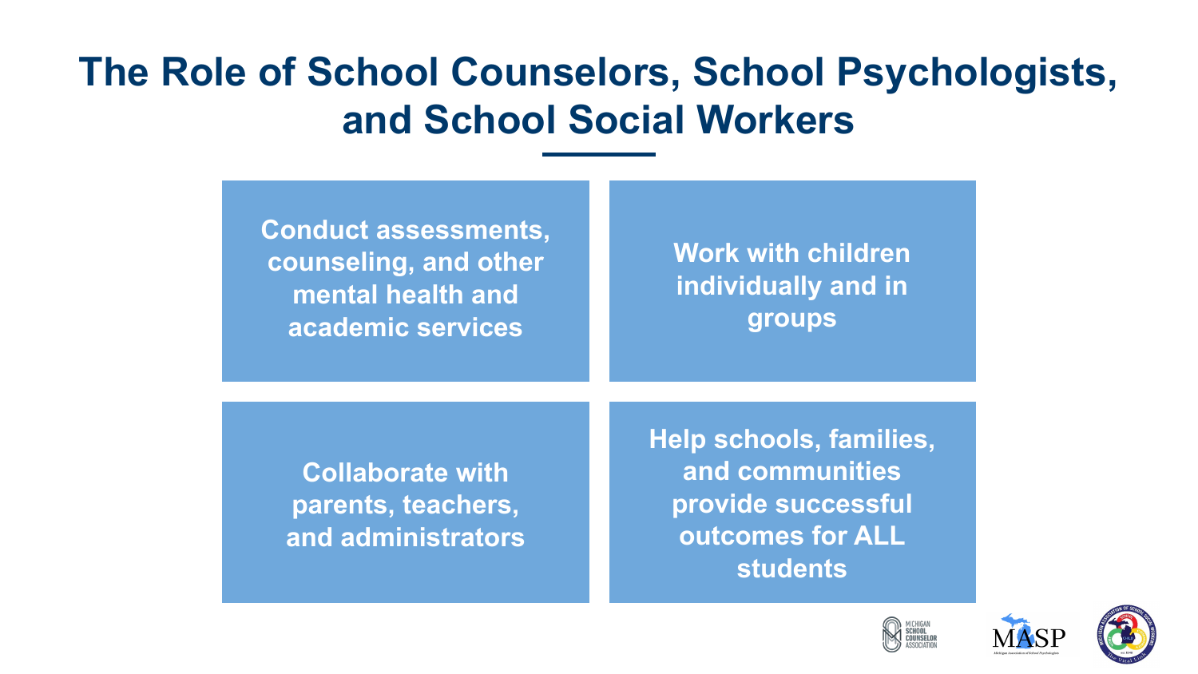# The Role of School Counselors, School Psychologists, and School Social Workers

- Conduct assessments, counseling, and other mental health and academic services
- Work with children individually and in groups
- Collaborate with parents, teachers, and administrators
- Help schools, families, and communities provide successful outcomes for ALL students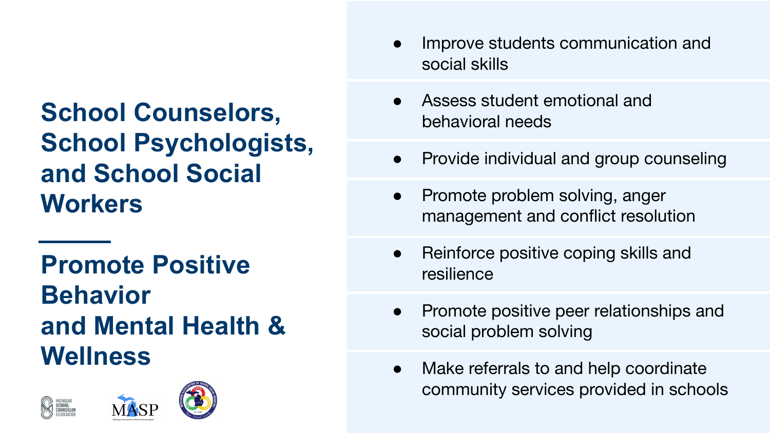# School Counselors, School Psychologists, and School Social Workers

## Promote Positive Behavior and Mental Health & Wellness

- Improve students communication and social skills
- Assess student emotional and behavioral needs
- Provide individual and group counseling
- Promote problem solving, anger management and conflict resolution
- Reinforce positive coping skills and resilience
- Promote positive peer relationships and social problem solving
- Make referrals to and help coordinate community services provided in schools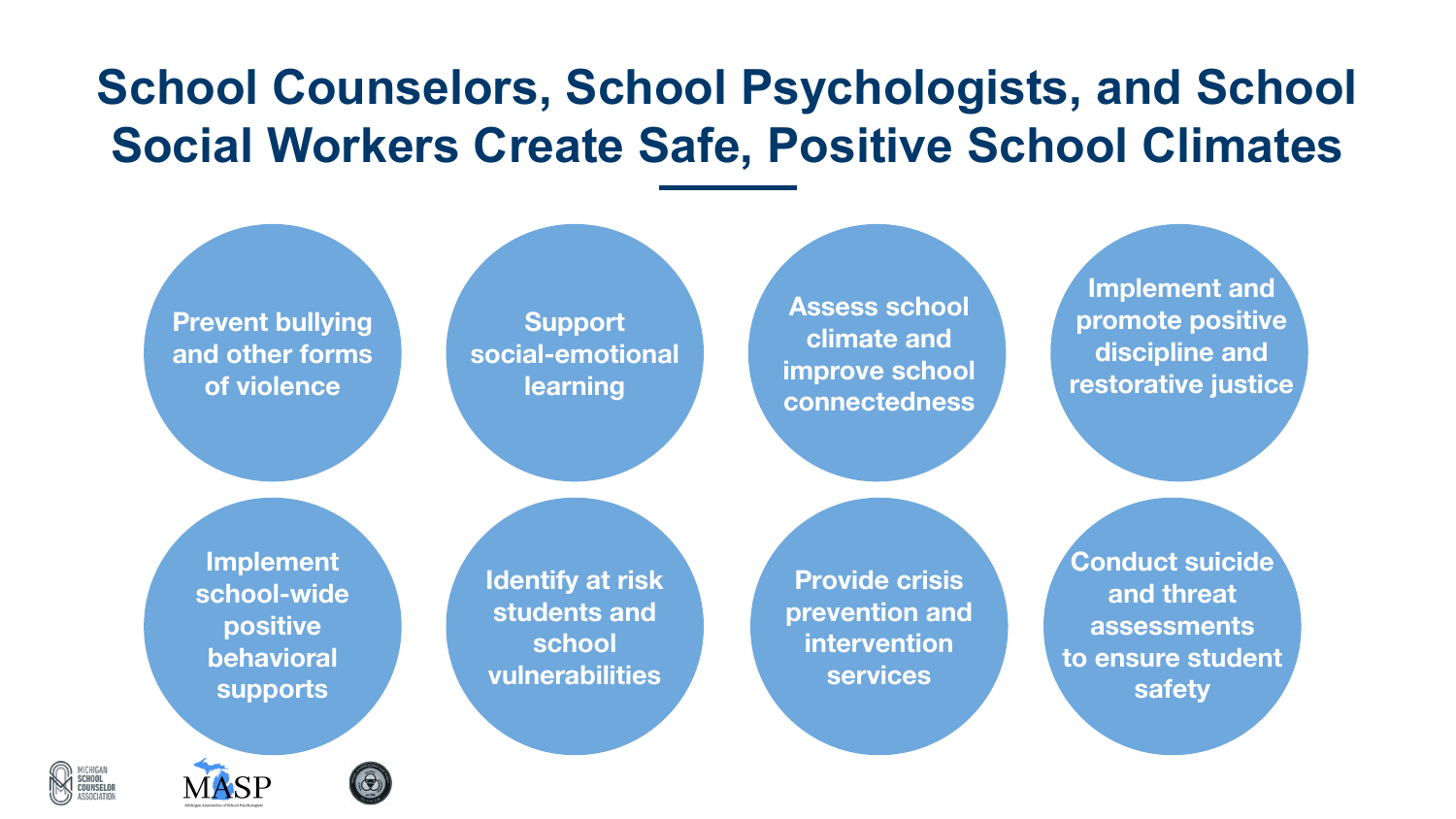# School Counselors, School Psychologists, and School Social Workers Create Safe, Positive School Climates

- Prevent bullying and other forms of violence
- Support social-emotional learning
- Assess school climate and improve school connectedness
- Implement and promote positive discipline and restorative justice
- Implement school-wide positive behavioral supports
- Identify at risk students and school vulnerabilities
- Provide crisis prevention and intervention services
- Conduct suicide and threat assessments to ensure student safety

MICHIGAN SCHOOL COUNSELOR ASSOCIATION

MASP Michigan Association of School Psychologists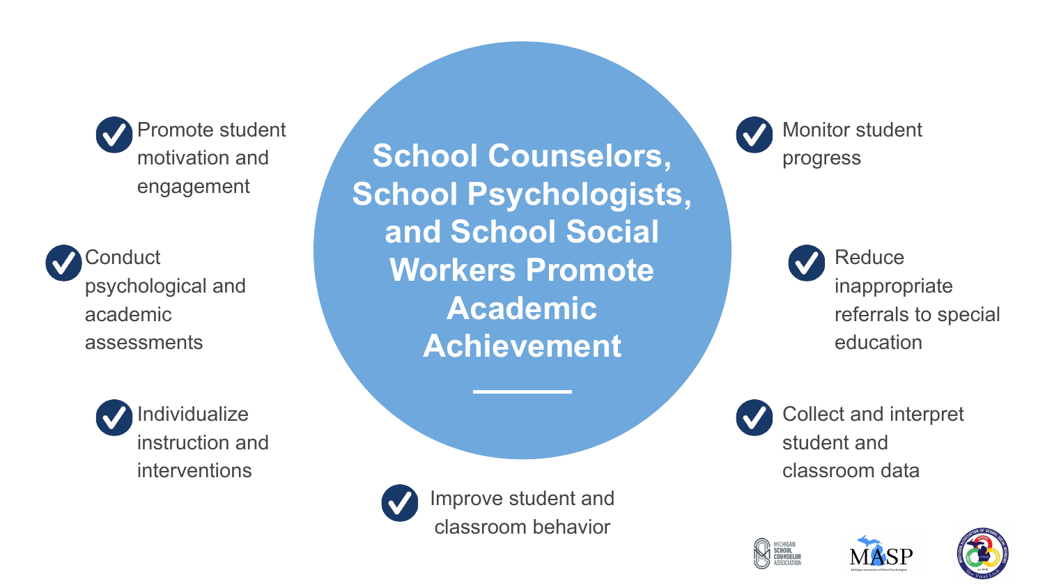# School Counselors, School Psychologists, and School Social Workers Promote Academic Achievement

- Promote student motivation and engagement
- Conduct psychological and academic assessments
- Individualize instruction and interventions
- Improve student and classroom behavior
- Monitor student progress
- Reduce inappropriate referrals to special education
- Collect and interpret student and classroom data

MICHIGAN SCHOOL COUNSELOR ASSOCIATION

MASP Michigan Association of School Psychologists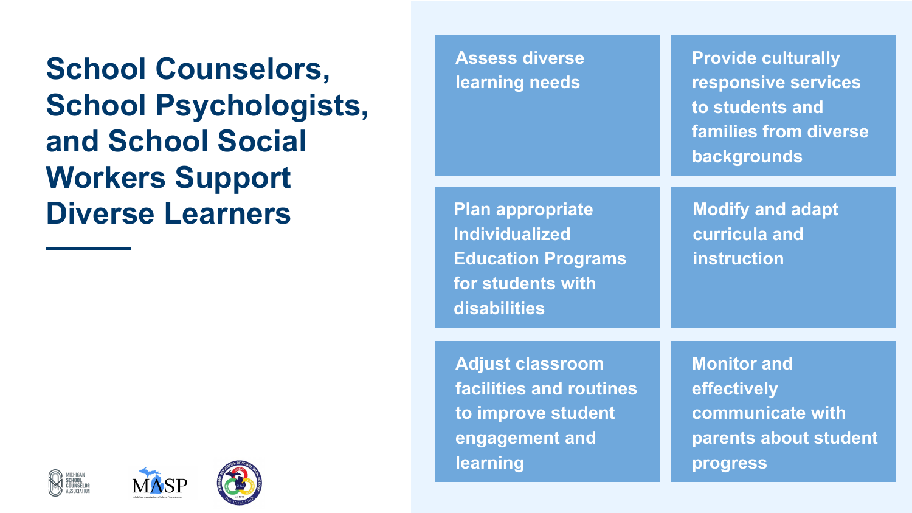# School Counselors, School Psychologists, and School Social Workers Support Diverse Learners

- Assess diverse learning needs
- Provide culturally responsive services to students and families from diverse backgrounds
- Plan appropriate Individualized Education Programs for students with disabilities
- Modify and adapt curricula and instruction
- Adjust classroom facilities and routines to improve student engagement and learning
- Monitor and effectively communicate with parents about student progress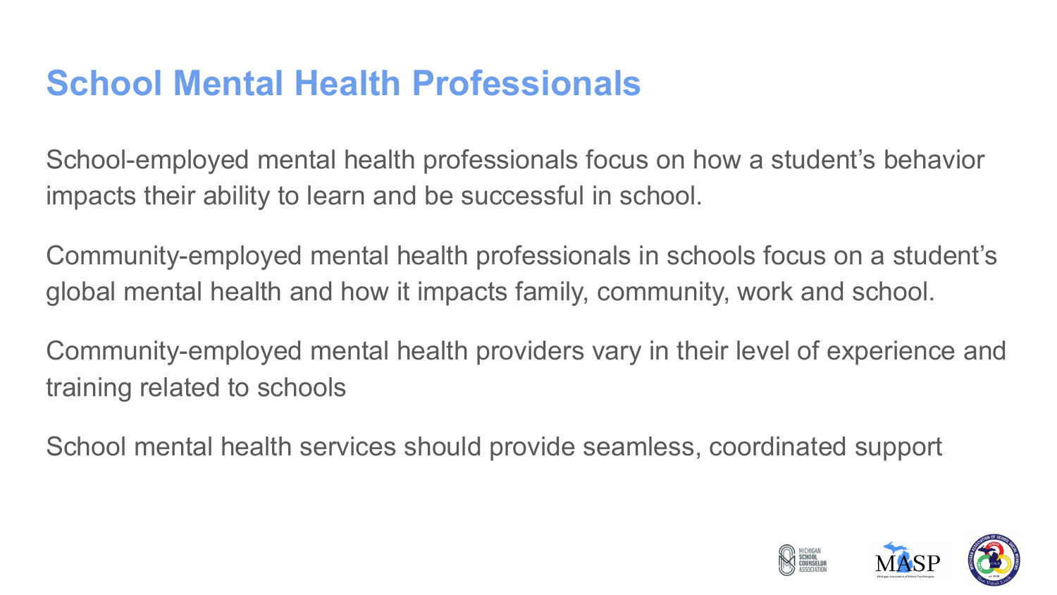# School Mental Health Professionals

School-employed mental health professionals focus on how a student's behavior impacts their ability to learn and be successful in school.

Community-employed mental health professionals in schools focus on a student's global mental health and how it impacts family, community, work and school.

Community-employed mental health providers vary in their level of experience and training related to schools

School mental health services should provide seamless, coordinated support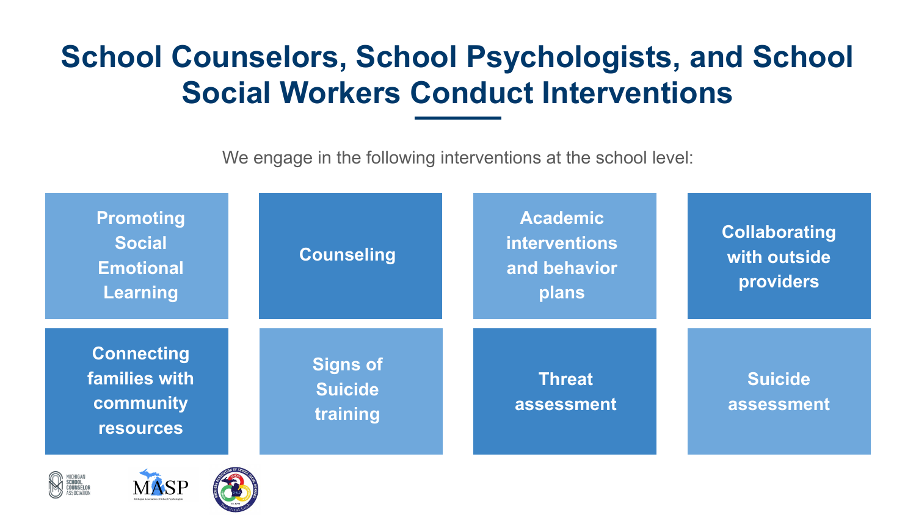# School Counselors, School Psychologists, and School Social Workers Conduct Interventions

We engage in the following interventions at the school level:

- Promoting Social Emotional Learning
- Counseling
- Academic interventions and behavior plans
- Collaborating with outside providers
- Connecting families with community resources
- Signs of Suicide training
- Threat assessment
- Suicide assessment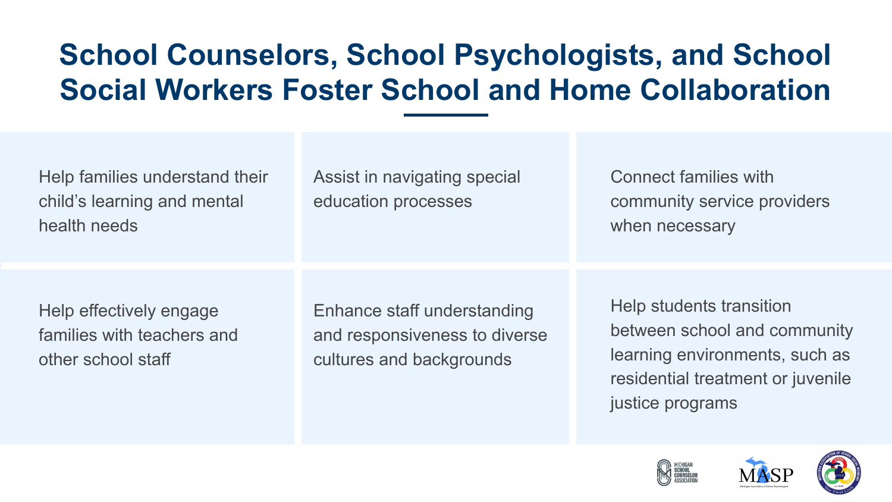# School Counselors, School Psychologists, and School Social Workers Foster School and Home Collaboration

- Help families understand their child's learning and mental health needs
- Assist in navigating special education processes
- Connect families with community service providers when necessary
- Help effectively engage families with teachers and other school staff
- Enhance staff understanding and responsiveness to diverse cultures and backgrounds
- Help students transition between school and community learning environments, such as residential treatment or juvenile justice programs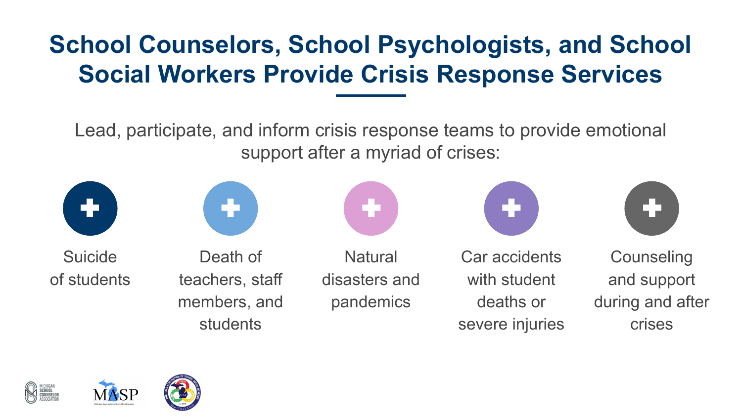# School Counselors, School Psychologists, and School Social Workers Provide Crisis Response Services

Lead, participate, and inform crisis response teams to provide emotional support after a myriad of crises:

- Suicide of students
- Death of teachers, staff members, and students
- Natural disasters and pandemics
- Car accidents with student deaths or severe injuries
- Counseling and support during and after crises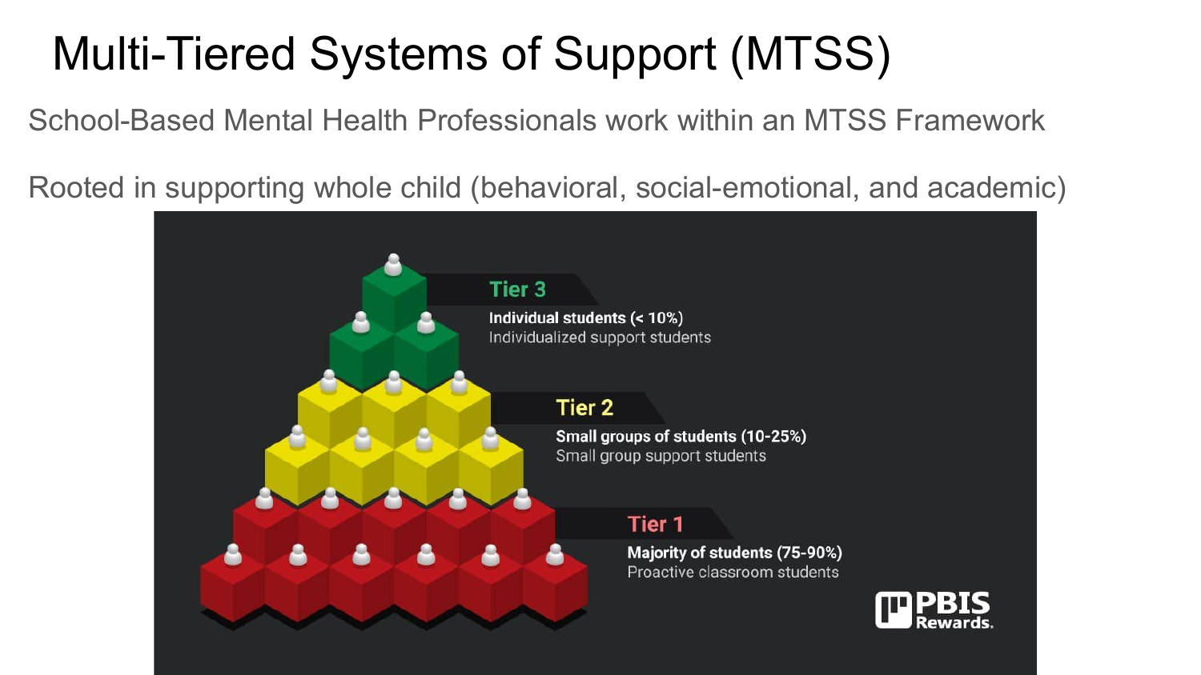# Multi-Tiered Systems of Support (MTSS)

School-Based Mental Health Professionals work within an MTSS Framework

Rooted in supporting whole child (behavioral, social-emotional, and academic)

**Tier 3**

**Individual students (< 10%)**
Individualized support students

**Tier 2**

**Small groups of students (10-25%)**
Small group support students

**Tier 1**

**Majority of students (75-90%)**
Proactive classroom students

PBIS Rewards.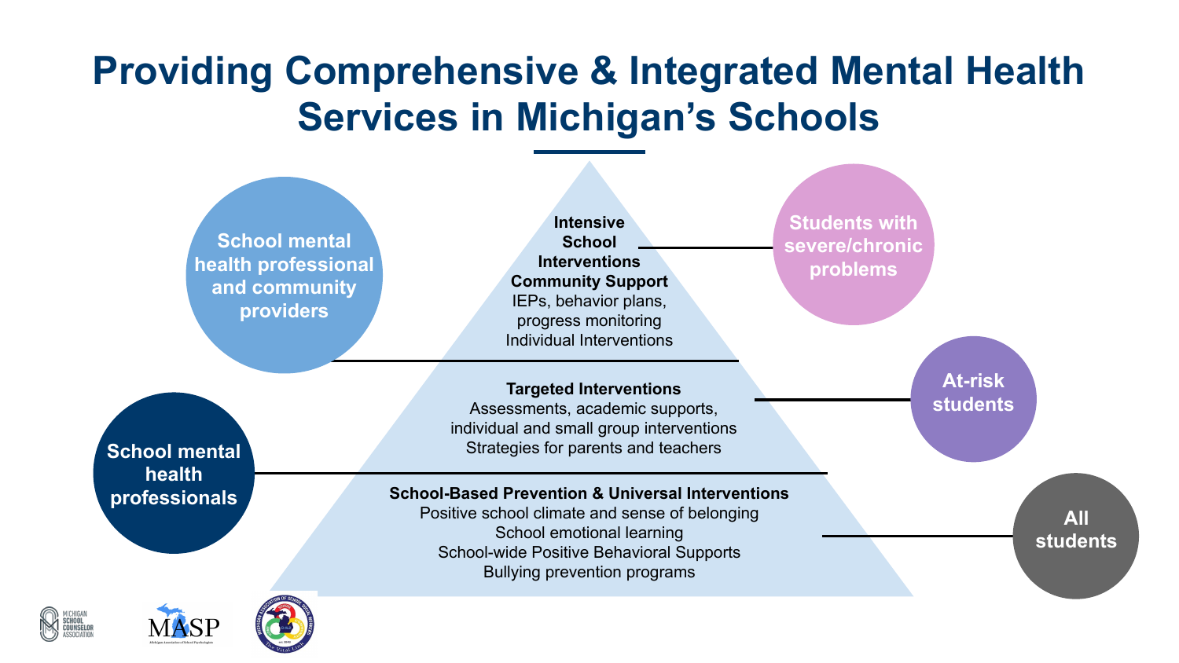# Providing Comprehensive & Integrated Mental Health Services in Michigan's Schools

**School mental health professional and community providers**

**School mental health professionals**

**Intensive School Interventions Community Support**
IEPs, behavior plans,
progress monitoring
Individual Interventions

**Students with severe/chronic problems**

**Targeted Interventions**
Assessments, academic supports,
individual and small group interventions
Strategies for parents and teachers

**At-risk students**

**School-Based Prevention & Universal Interventions**
Positive school climate and sense of belonging
School emotional learning
School-wide Positive Behavioral Supports
Bullying prevention programs

**All students**

MICHIGAN SCHOOL COUNSELOR ASSOCIATION

MASP
Michigan Association of School Psychologists

MICHIGAN ASSOCIATION OF SCHOOL SOCIAL WORKERS
est. 1950
The Vital Link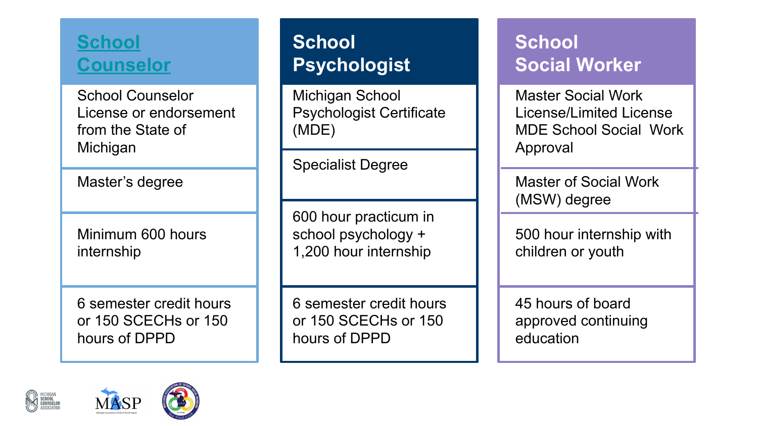| [School Counselor]() | School Psychologist | School Social Worker |
| --- | --- | --- |
| School Counselor License or endorsement from the State of Michigan | Michigan School Psychologist Certificate (MDE) | Master Social Work License/Limited License MDE School Social Work Approval |
| Master's degree | Specialist Degree | Master of Social Work (MSW) degree |
| Minimum 600 hours internship | 600 hour practicum in school psychology + 1,200 hour internship | 500 hour internship with children or youth |
| 6 semester credit hours or 150 SCECHs or 150 hours of DPPD | 6 semester credit hours or 150 SCECHs or 150 hours of DPPD | 45 hours of board approved continuing education |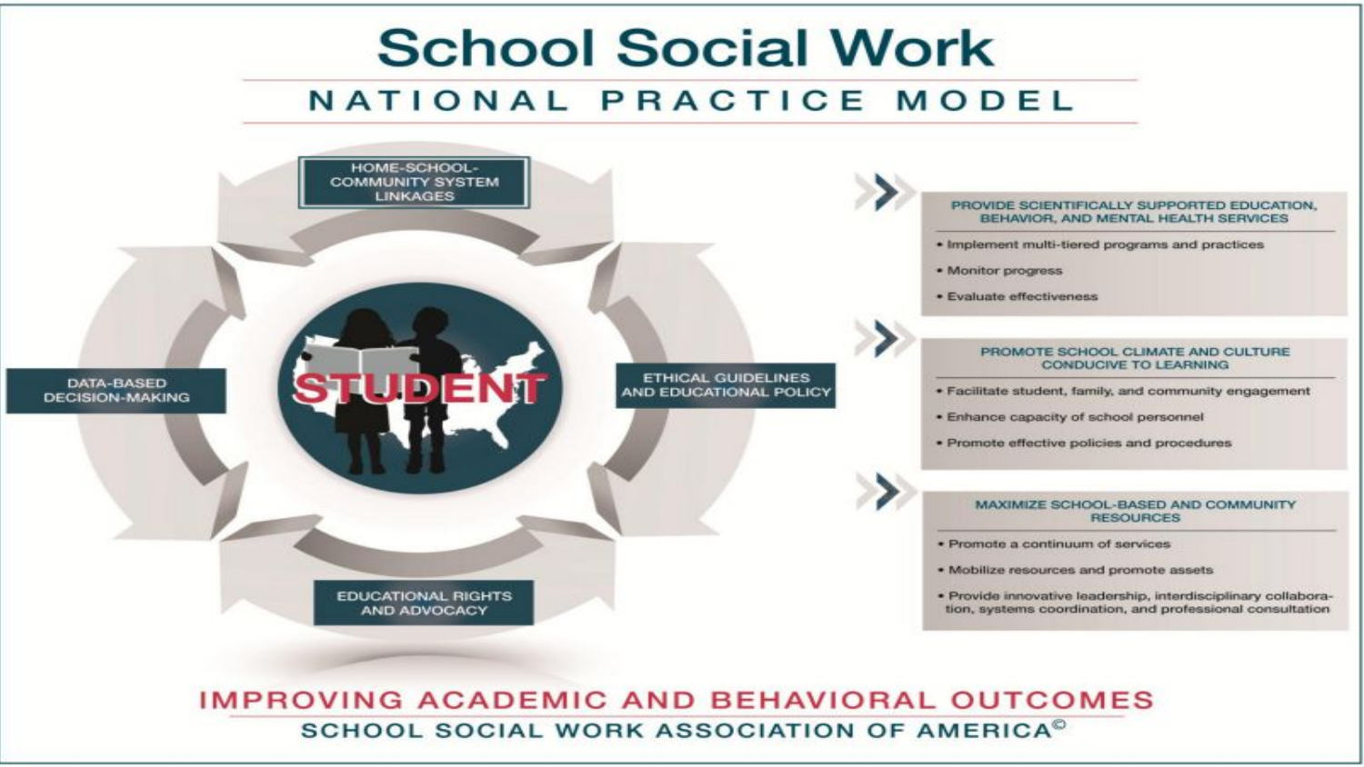# School Social Work

## NATIONAL PRACTICE MODEL

HOME-SCHOOL-COMMUNITY SYSTEM LINKAGES

DATA-BASED DECISION-MAKING

STUDENT

ETHICAL GUIDELINES AND EDUCATIONAL POLICY

EDUCATIONAL RIGHTS AND ADVOCACY

**PROVIDE SCIENTIFICALLY SUPPORTED EDUCATION, BEHAVIOR, AND MENTAL HEALTH SERVICES**

- Implement multi-tiered programs and practices
- Monitor progress
- Evaluate effectiveness

**PROMOTE SCHOOL CLIMATE AND CULTURE CONDUCIVE TO LEARNING**

- Facilitate student, family, and community engagement
- Enhance capacity of school personnel
- Promote effective policies and procedures

**MAXIMIZE SCHOOL-BASED AND COMMUNITY RESOURCES**

- Promote a continuum of services
- Mobilize resources and promote assets
- Provide innovative leadership, interdisciplinary collaboration, systems coordination, and professional consultation

IMPROVING ACADEMIC AND BEHAVIORAL OUTCOMES

SCHOOL SOCIAL WORK ASSOCIATION OF AMERICA©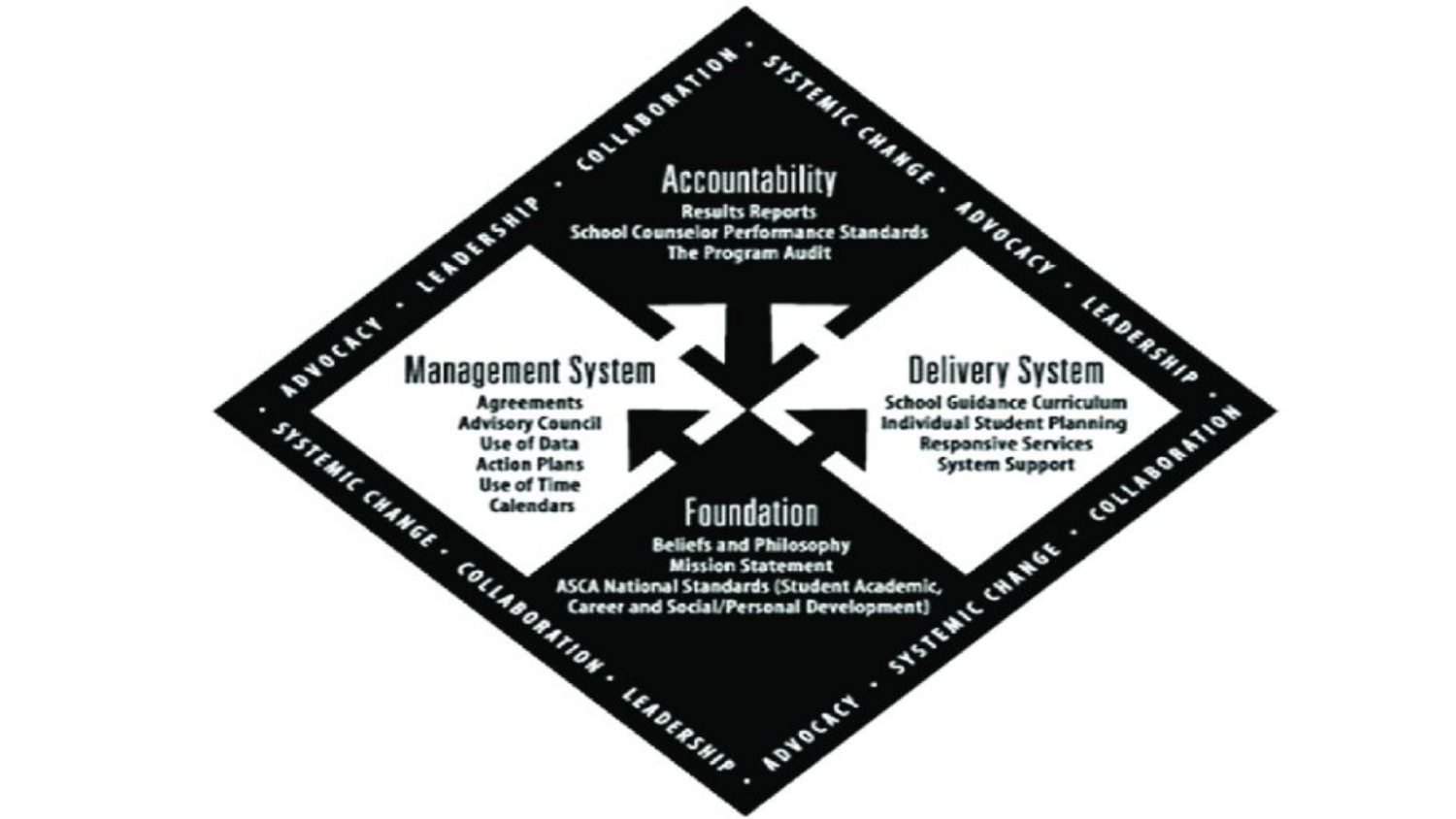## Accountability

Results Reports
School Counselor Performance Standards
The Program Audit

## Management System

Agreements
Advisory Council
Use of Data
Action Plans
Use of Time
Calendars

## Delivery System

School Guidance Curriculum
Individual Student Planning
Responsive Services
System Support

## Foundation

Beliefs and Philosophy
Mission Statement
ASCA National Standards (Student Academic, Career and Social/Personal Development)

SYSTEMIC CHANGE • ADVOCACY • LEADERSHIP • COLLABORATION • SYSTEMIC CHANGE • ADVOCACY • LEADERSHIP • COLLABORATION • SYSTEMIC CHANGE • ADVOCACY • LEADERSHIP • COLLABORATION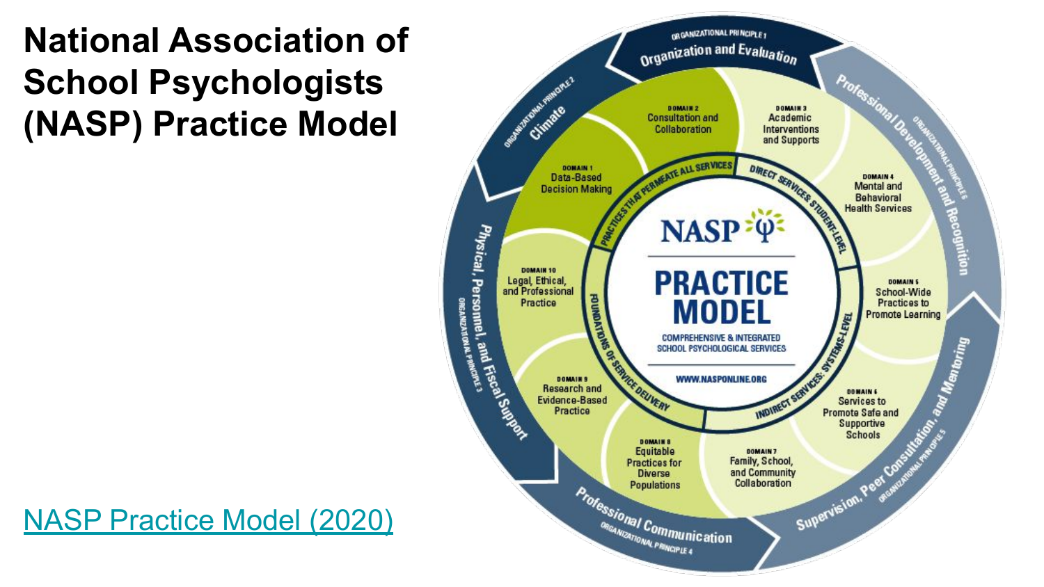# National Association of School Psychologists (NASP) Practice Model

NASP Practice Model (2020)

**NASP PRACTICE MODEL**
COMPREHENSIVE & INTEGRATED SCHOOL PSYCHOLOGICAL SERVICES
WWW.NASPONLINE.ORG

**Practices That Permeate All Services**
- Domain 1: Data-Based Decision Making
- Domain 2: Consultation and Collaboration

**Direct Services: Student-Level**
- Domain 3: Academic Interventions and Supports
- Domain 4: Mental and Behavioral Health Services

**Indirect Services: Systems-Level**
- Domain 5: School-Wide Practices to Promote Learning
- Domain 6: Services to Promote Safe and Supportive Schools
- Domain 7: Family, School, and Community Collaboration

**Foundations of Service Delivery**
- Domain 8: Equitable Practices for Diverse Populations
- Domain 9: Research and Evidence-Based Practice
- Domain 10: Legal, Ethical, and Professional Practice

**Organizational Principles**
- Organizational Principle 1: Organization and Evaluation
- Organizational Principle 2: Climate
- Organizational Principle 3: Physical, Personnel, and Fiscal Support
- Organizational Principle 4: Professional Communication
- Organizational Principle 5: Supervision, Peer Consultation, and Mentoring
- Organizational Principle 6: Professional Development and Recognition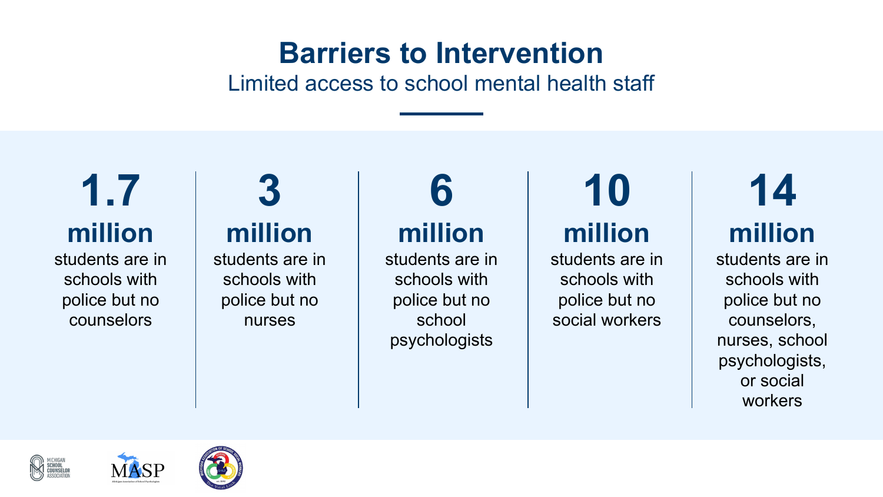# Barriers to Intervention

## Limited access to school mental health staff

**1.7 million**
students are in schools with police but no counselors

**3 million**
students are in schools with police but no nurses

**6 million**
students are in schools with police but no school psychologists

**10 million**
students are in schools with police but no social workers

**14 million**
students are in schools with police but no counselors, nurses, school psychologists, or social workers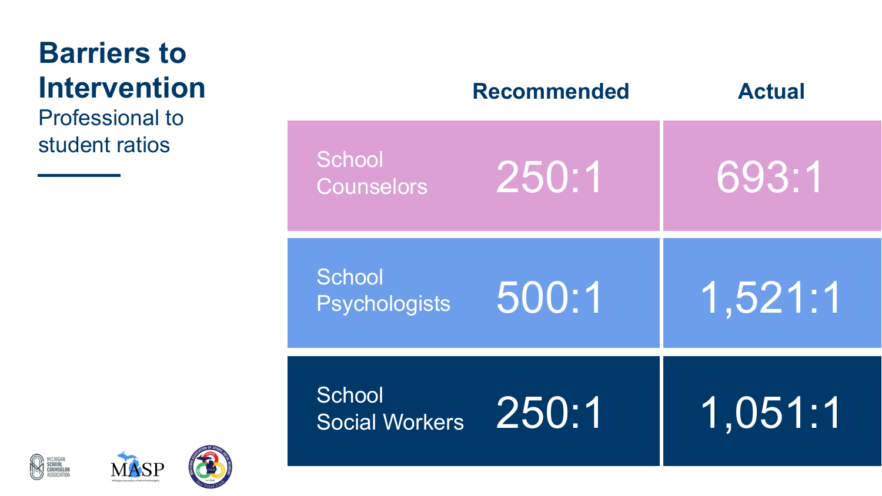# Barriers to Intervention

Professional to student ratios

| | Recommended | Actual |
| --- | --- | --- |
| School Counselors | 250:1 | 693:1 |
| School Psychologists | 500:1 | 1,521:1 |
| School Social Workers | 250:1 | 1,051:1 |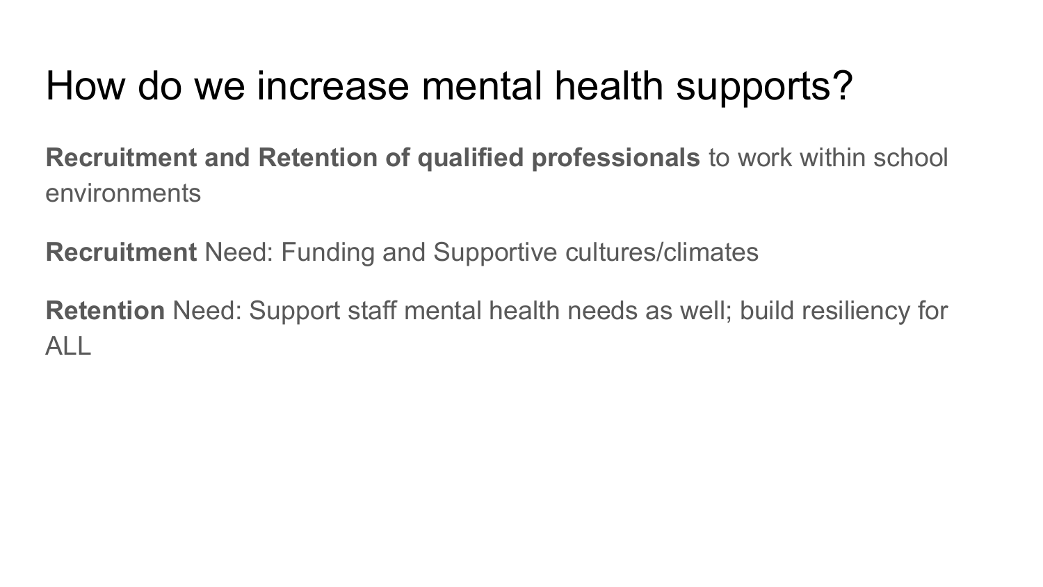# How do we increase mental health supports?

**Recruitment and Retention of qualified professionals** to work within school environments

**Recruitment** Need: Funding and Supportive cultures/climates

**Retention** Need: Support staff mental health needs as well; build resiliency for ALL